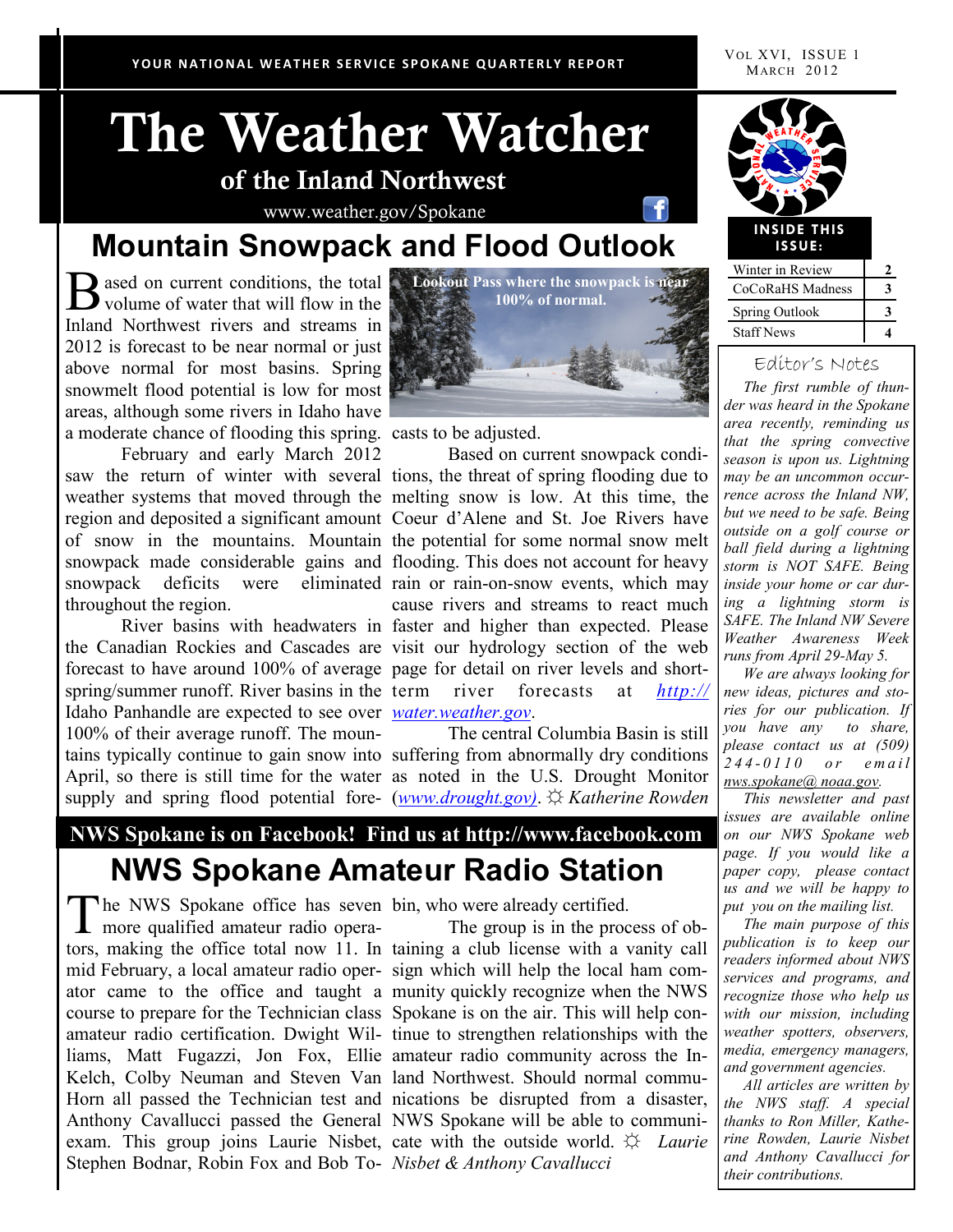YOUR NATIONAL WEATHER SERVICE SPOKANE QUARTERLY REPORT

VOL XVI, ISSUE 1
MARCH 2012

# The Weather Watcher

## of the Inland Northwest

www.weather.gov/Spokane

## Mountain Snowpack and Flood Outlook

Based on current conditions, the total volume of water that will flow in the Inland Northwest rivers and streams in 2012 is forecast to be near normal or just above normal for most basins. Spring snowmelt flood potential is low for most areas, although some rivers in Idaho have a moderate chance of flooding this spring.

Lookout Pass where the snowpack is near 100% of normal.

February and early March 2012 saw the return of winter with several weather systems that moved through the region and deposited a significant amount of snow in the mountains. Mountain snowpack made considerable gains and snowpack deficits were eliminated throughout the region.

River basins with headwaters in the Canadian Rockies and Cascades are forecast to have around 100% of average spring/summer runoff. River basins in the Idaho Panhandle are expected to see over 100% of their average runoff. The mountains typically continue to gain snow into April, so there is still time for the water supply and spring flood potential forecasts to be adjusted.

Based on current snowpack conditions, the threat of spring flooding due to melting snow is low. At this time, the Coeur d'Alene and St. Joe Rivers have the potential for some normal snow melt flooding. This does not account for heavy rain or rain-on-snow events, which may cause rivers and streams to react much faster and higher than expected. Please visit our hydrology section of the web page for detail on river levels and short-term river forecasts at *http://water.weather.gov*.

The central Columbia Basin is still suffering from abnormally dry conditions as noted in the U.S. Drought Monitor (*www.drought.gov)*. ☼ *Katherine Rowden*

**NWS Spokane is on Facebook! Find us at http://www.facebook.com**

## NWS Spokane Amateur Radio Station

The NWS Spokane office has seven more qualified amateur radio operators, making the office total now 11. In mid February, a local amateur radio operator came to the office and taught a course to prepare for the Technician class amateur radio certification. Dwight Williams, Matt Fugazzi, Jon Fox, Ellie Kelch, Colby Neuman and Steven Van Horn all passed the Technician test and Anthony Cavallucci passed the General exam. This group joins Laurie Nisbet, Stephen Bodnar, Robin Fox and Bob Tobin, who were already certified.

The group is in the process of obtaining a club license with a vanity call sign which will help the local ham community quickly recognize when the NWS Spokane is on the air. This will help continue to strengthen relationships with the amateur radio community across the Inland Northwest. Should normal communications be disrupted from a disaster, NWS Spokane will be able to communicate with the outside world. ☼ *Laurie Nisbet & Anthony Cavallucci*

---

**INSIDE THIS ISSUE:**

| | |
|---|---|
| Winter in Review | 2 |
| CoCoRaHS Madness | 3 |
| Spring Outlook | 3 |
| Staff News | 4 |

### Editor's Notes

*The first rumble of thunder was heard in the Spokane area recently, reminding us that the spring convective season is upon us. Lightning may be an uncommon occurrence across the Inland NW, but we need to be safe. Being outside on a golf course or ball field during a lightning storm is NOT SAFE. Being inside your home or car during a lightning storm is SAFE. The Inland NW Severe Weather Awareness Week runs from April 29-May 5.*

*We are always looking for new ideas, pictures and stories for our publication. If you have any to share, please contact us at (509) 244-0110 or email nws.spokane@ noaa.gov.*

*This newsletter and past issues are available online on our NWS Spokane web page. If you would like a paper copy, please contact us and we will be happy to put you on the mailing list.*

*The main purpose of this publication is to keep our readers informed about NWS services and programs, and recognize those who help us with our mission, including weather spotters, observers, media, emergency managers, and government agencies.*

*All articles are written by the NWS staff. A special thanks to Ron Miller, Katherine Rowden, Laurie Nisbet and Anthony Cavallucci for their contributions.*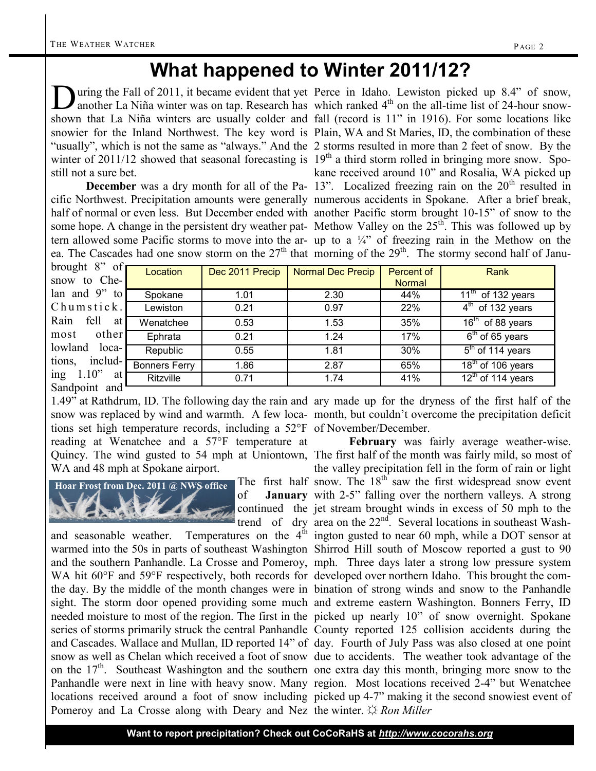# What happened to Winter 2011/12?

During the Fall of 2011, it became evident that yet another La Niña winter was on tap. Research has shown that La Niña winters are usually colder and snowier for the Inland Northwest. The key word is "usually", which is not the same as "always." And the winter of 2011/12 showed that seasonal forecasting is still not a sure bet.

**December** was a dry month for all of the Pacific Northwest. Precipitation amounts were generally half of normal or even less. But December ended with some hope. A change in the persistent dry weather pattern allowed some Pacific storms to move into the area. The Cascades had one snow storm on the 27th that brought 8" of snow to Chelan and 9" to Chumstick. Rain fell at most other lowland locations, including 1.10" at Sandpoint and 1.49" at Rathdrum, ID. The following day the rain and snow was replaced by wind and warmth. A few locations set high temperature records, including a 52°F reading at Wenatchee and a 57°F temperature at Quincy. The wind gusted to 54 mph at Uniontown, WA and 48 mph at Spokane airport.

| Location | Dec 2011 Precip | Normal Dec Precip | Percent of Normal | Rank |
|---|---|---|---|---|
| Spokane | 1.01 | 2.30 | 44% | 11th of 132 years |
| Lewiston | 0.21 | 0.97 | 22% | 4th of 132 years |
| Wenatchee | 0.53 | 1.53 | 35% | 16th of 88 years |
| Ephrata | 0.21 | 1.24 | 17% | 6th of 65 years |
| Republic | 0.55 | 1.81 | 30% | 5th of 114 years |
| Bonners Ferry | 1.86 | 2.87 | 65% | 18th of 106 years |
| Ritzville | 0.71 | 1.74 | 41% | 12th of 114 years |

Hoar Frost from Dec. 2011 @ NWS office

The first half of **January** continued the trend of dry and seasonable weather. Temperatures on the 4th warmed into the 50s in parts of southeast Washington and the southern Panhandle. La Crosse and Pomeroy, WA hit 60°F and 59°F respectively, both records for the day. By the middle of the month changes were in sight. The storm door opened providing some much needed moisture to most of the region. The first in the series of storms primarily struck the central Panhandle and Cascades. Wallace and Mullan, ID reported 14" of snow as well as Chelan which received a foot of snow on the 17th. Southeast Washington and the southern Panhandle were next in line with heavy snow. Many locations received around a foot of snow including Pomeroy and La Crosse along with Deary and Nez Perce in Idaho. Lewiston picked up 8.4" of snow, which ranked 4th on the all-time list of 24-hour snowfall (record is 11" in 1916). For some locations like Plain, WA and St Maries, ID, the combination of these 2 storms resulted in more than 2 feet of snow. By the 19th a third storm rolled in bringing more snow. Spokane received around 10" and Rosalia, WA picked up 13". Localized freezing rain on the 20th resulted in numerous accidents in Spokane. After a brief break, another Pacific storm brought 10-15" of snow to the Methow Valley on the 25th. This was followed up by up to a ¼" of freezing rain in the Methow on the morning of the 29th. The stormy second half of January made up for the dryness of the first half of the month, but couldn't overcome the precipitation deficit of November/December.

**February** was fairly average weather-wise. The first half of the month was fairly mild, so most of the valley precipitation fell in the form of rain or light snow. The 18th saw the first widespread snow event with 2-5" falling over the northern valleys. A strong jet stream brought winds in excess of 50 mph to the area on the 22nd. Several locations in southeast Washington gusted to near 60 mph, while a DOT sensor at Shirrod Hill south of Moscow reported a gust to 90 mph. Three days later a strong low pressure system developed over northern Idaho. This brought the combination of strong winds and snow to the Panhandle and extreme eastern Washington. Bonners Ferry, ID picked up nearly 10" of snow overnight. Spokane County reported 125 collision accidents during the day. Fourth of July Pass was also closed at one point due to accidents. The weather took advantage of the one extra day this month, bringing more snow to the region. Most locations received 2-4" but Wenatchee picked up 4-7" making it the second snowiest event of the winter. ☼ *Ron Miller*

**Want to report precipitation? Check out CoCoRaHS at *http://www.cocorahs.org***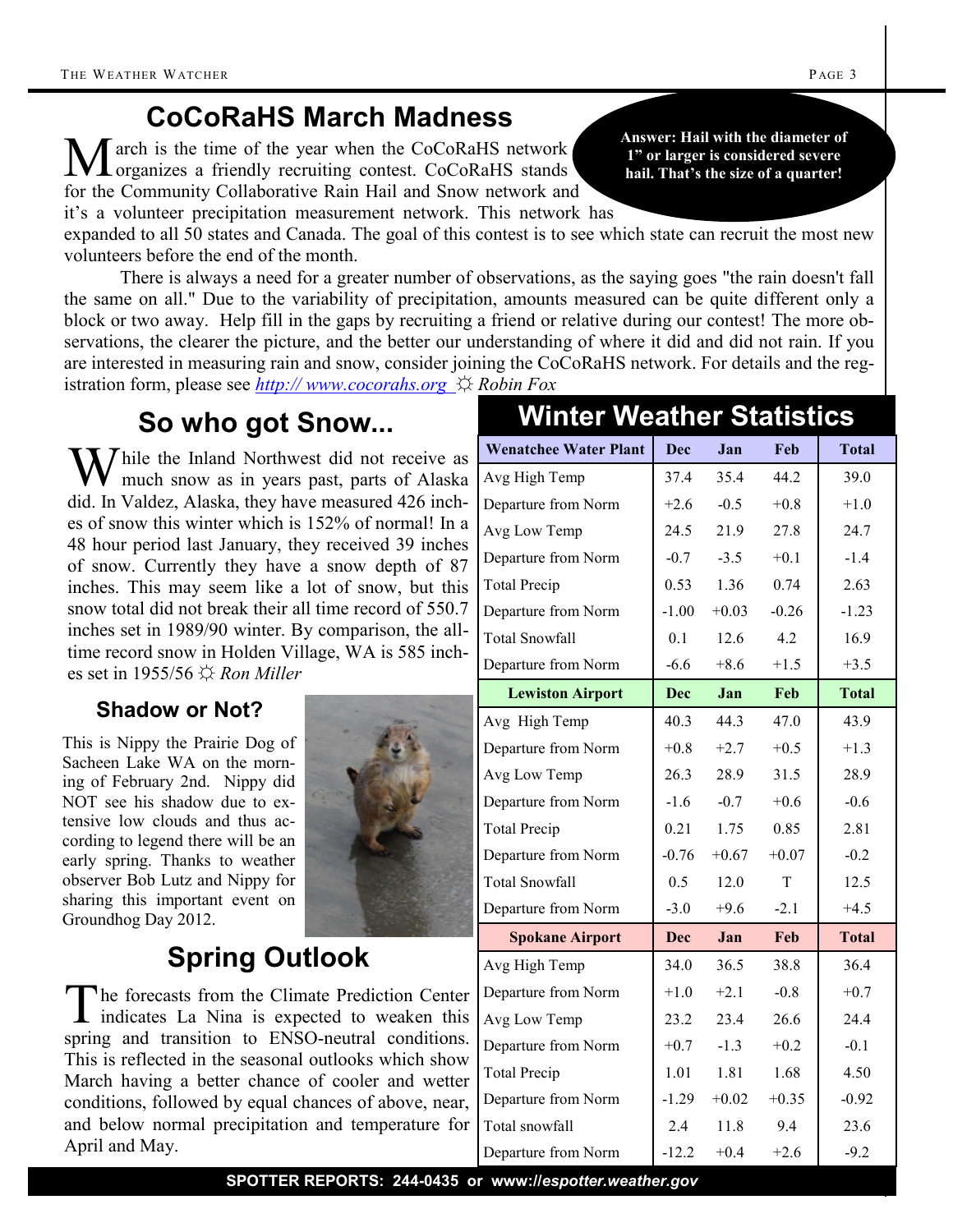## CoCoRaHS March Madness

**Answer: Hail with the diameter of 1" or larger is considered severe hail. That's the size of a quarter!**

March is the time of the year when the CoCoRaHS network organizes a friendly recruiting contest. CoCoRaHS stands for the Community Collaborative Rain Hail and Snow network and it's a volunteer precipitation measurement network. This network has expanded to all 50 states and Canada. The goal of this contest is to see which state can recruit the most new volunteers before the end of the month.

There is always a need for a greater number of observations, as the saying goes "the rain doesn't fall the same on all." Due to the variability of precipitation, amounts measured can be quite different only a block or two away. Help fill in the gaps by recruiting a friend or relative during our contest! The more observations, the clearer the picture, and the better our understanding of where it did and did not rain. If you are interested in measuring rain and snow, consider joining the CoCoRaHS network. For details and the registration form, please see [http:// www.cocorahs.org](http://www.cocorahs.org) ☼ *Robin Fox*

## So who got Snow...

While the Inland Northwest did not receive as much snow as in years past, parts of Alaska did. In Valdez, Alaska, they have measured 426 inches of snow this winter which is 152% of normal! In a 48 hour period last January, they received 39 inches of snow. Currently they have a snow depth of 87 inches. This may seem like a lot of snow, but this snow total did not break their all time record of 550.7 inches set in 1989/90 winter. By comparison, the all-time record snow in Holden Village, WA is 585 inches set in 1955/56 ☼ *Ron Miller*

### Shadow or Not?

This is Nippy the Prairie Dog of Sacheen Lake WA on the morning of February 2nd. Nippy did NOT see his shadow due to extensive low clouds and thus according to legend there will be an early spring. Thanks to weather observer Bob Lutz and Nippy for sharing this important event on Groundhog Day 2012.

## Spring Outlook

The forecasts from the Climate Prediction Center indicates La Nina is expected to weaken this spring and transition to ENSO-neutral conditions. This is reflected in the seasonal outlooks which show March having a better chance of cooler and wetter conditions, followed by equal chances of above, near, and below normal precipitation and temperature for April and May.

## Winter Weather Statistics

| Wenatchee Water Plant | Dec | Jan | Feb | Total |
|---|---|---|---|---|
| Avg High Temp | 37.4 | 35.4 | 44.2 | 39.0 |
| Departure from Norm | +2.6 | -0.5 | +0.8 | +1.0 |
| Avg Low Temp | 24.5 | 21.9 | 27.8 | 24.7 |
| Departure from Norm | -0.7 | -3.5 | +0.1 | -1.4 |
| Total Precip | 0.53 | 1.36 | 0.74 | 2.63 |
| Departure from Norm | -1.00 | +0.03 | -0.26 | -1.23 |
| Total Snowfall | 0.1 | 12.6 | 4.2 | 16.9 |
| Departure from Norm | -6.6 | +8.6 | +1.5 | +3.5 |
| **Lewiston Airport** | **Dec** | **Jan** | **Feb** | **Total** |
| Avg High Temp | 40.3 | 44.3 | 47.0 | 43.9 |
| Departure from Norm | +0.8 | +2.7 | +0.5 | +1.3 |
| Avg Low Temp | 26.3 | 28.9 | 31.5 | 28.9 |
| Departure from Norm | -1.6 | -0.7 | +0.6 | -0.6 |
| Total Precip | 0.21 | 1.75 | 0.85 | 2.81 |
| Departure from Norm | -0.76 | +0.67 | +0.07 | -0.2 |
| Total Snowfall | 0.5 | 12.0 | T | 12.5 |
| Departure from Norm | -3.0 | +9.6 | -2.1 | +4.5 |
| **Spokane Airport** | **Dec** | **Jan** | **Feb** | **Total** |
| Avg High Temp | 34.0 | 36.5 | 38.8 | 36.4 |
| Departure from Norm | +1.0 | +2.1 | -0.8 | +0.7 |
| Avg Low Temp | 23.2 | 23.4 | 26.6 | 24.4 |
| Departure from Norm | +0.7 | -1.3 | +0.2 | -0.1 |
| Total Precip | 1.01 | 1.81 | 1.68 | 4.50 |
| Departure from Norm | -1.29 | +0.02 | +0.35 | -0.92 |
| Total snowfall | 2.4 | 11.8 | 9.4 | 23.6 |
| Departure from Norm | -12.2 | +0.4 | +2.6 | -9.2 |

**SPOTTER REPORTS: 244-0435 or www://espotter.weather.gov**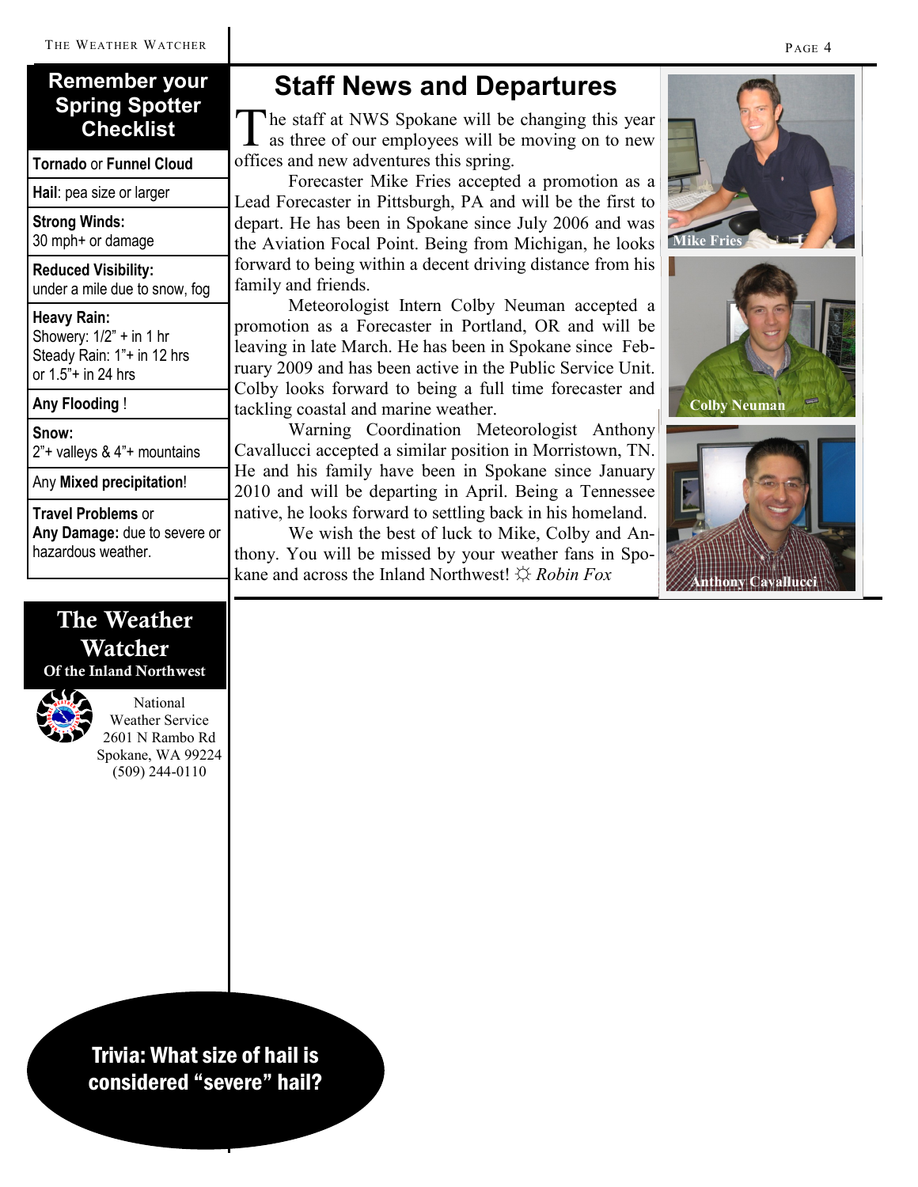## Remember your Spring Spotter Checklist

**Tornado** or **Funnel Cloud**

**Hail**: pea size or larger

**Strong Winds:**
30 mph+ or damage

**Reduced Visibility:**
under a mile due to snow, fog

**Heavy Rain:**
Showery: 1/2" + in 1 hr
Steady Rain: 1"+ in 12 hrs
or 1.5"+ in 24 hrs

**Any Flooding** !

**Snow:**
2"+ valleys & 4"+ mountains

Any **Mixed precipitation**!

**Travel Problems** or
**Any Damage:** due to severe or hazardous weather.

# Staff News and Departures

The staff at NWS Spokane will be changing this year as three of our employees will be moving on to new offices and new adventures this spring.

Forecaster Mike Fries accepted a promotion as a Lead Forecaster in Pittsburgh, PA and will be the first to depart. He has been in Spokane since July 2006 and was the Aviation Focal Point. Being from Michigan, he looks forward to being within a decent driving distance from his family and friends.

Meteorologist Intern Colby Neuman accepted a promotion as a Forecaster in Portland, OR and will be leaving in late March. He has been in Spokane since February 2009 and has been active in the Public Service Unit. Colby looks forward to being a full time forecaster and tackling coastal and marine weather.

Warning Coordination Meteorologist Anthony Cavallucci accepted a similar position in Morristown, TN. He and his family have been in Spokane since January 2010 and will be departing in April. Being a Tennessee native, he looks forward to settling back in his homeland.

We wish the best of luck to Mike, Colby and Anthony. You will be missed by your weather fans in Spokane and across the Inland Northwest! ☼ *Robin Fox*

Mike Fries

Colby Neuman

Anthony Cavallucci

## The Weather Watcher
**Of the Inland Northwest**

National Weather Service
2601 N Rambo Rd
Spokane, WA 99224
(509) 244-0110

**Trivia: What size of hail is considered "severe" hail?**